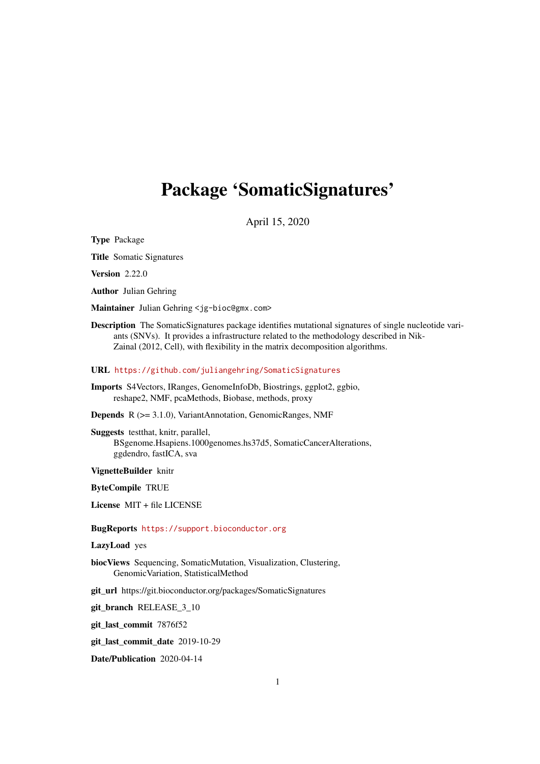# Package 'SomaticSignatures'

April 15, 2020

**Type** Package

**Title** Somatic Signatures

**Version** 2.22.0

**Author** Julian Gehring

**Maintainer** Julian Gehring <jg-bioc@gmx.com>

**Description** The SomaticSignatures package identifies mutational signatures of single nucleotide variants (SNVs). It provides a infrastructure related to the methodology described in Nik-Zainal (2012, Cell), with flexibility in the matrix decomposition algorithms.

**URL** https://github.com/juliangehring/SomaticSignatures

**Imports** S4Vectors, IRanges, GenomeInfoDb, Biostrings, ggplot2, ggbio, reshape2, NMF, pcaMethods, Biobase, methods, proxy

**Depends** R (>= 3.1.0), VariantAnnotation, GenomicRanges, NMF

**Suggests** testthat, knitr, parallel, BSgenome.Hsapiens.1000genomes.hs37d5, SomaticCancerAlterations, ggdendro, fastICA, sva

**VignetteBuilder** knitr

**ByteCompile** TRUE

**License** MIT + file LICENSE

**BugReports** https://support.bioconductor.org

**LazyLoad** yes

**biocViews** Sequencing, SomaticMutation, Visualization, Clustering, GenomicVariation, StatisticalMethod

**git_url** https://git.bioconductor.org/packages/SomaticSignatures

**git_branch** RELEASE_3_10

**git_last_commit** 7876f52

**git_last_commit_date** 2019-10-29

**Date/Publication** 2020-04-14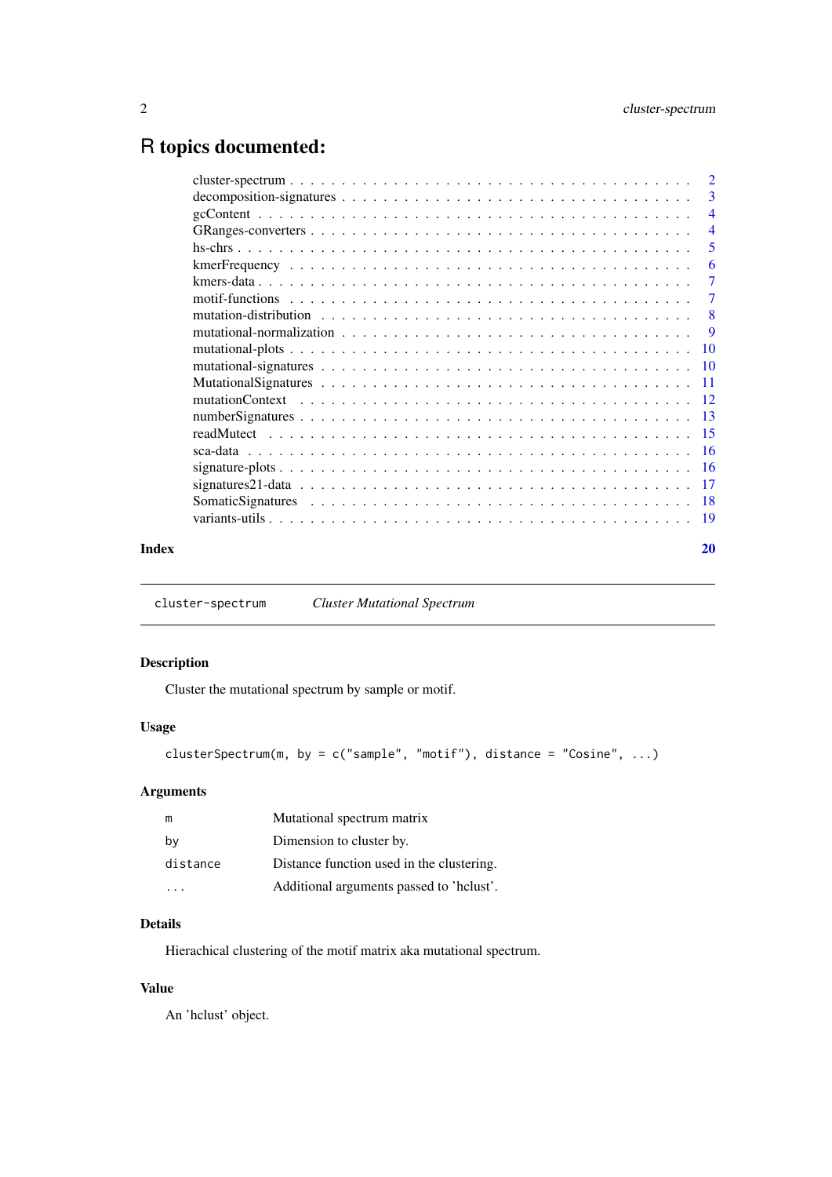# R topics documented:

| | |
|---|---|
| cluster-spectrum | 2 |
| decomposition-signatures | 3 |
| gcContent | 4 |
| GRanges-converters | 4 |
| hs-chrs | 5 |
| kmerFrequency | 6 |
| kmers-data | 7 |
| motif-functions | 7 |
| mutation-distribution | 8 |
| mutational-normalization | 9 |
| mutational-plots | 10 |
| mutational-signatures | 10 |
| MutationalSignatures | 11 |
| mutationContext | 12 |
| numberSignatures | 13 |
| readMutect | 15 |
| sca-data | 16 |
| signature-plots | 16 |
| signatures21-data | 17 |
| SomaticSignatures | 18 |
| variants-utils | 19 |

**Index** 20

---

`cluster-spectrum` *Cluster Mutational Spectrum*

---

### Description

Cluster the mutational spectrum by sample or motif.

### Usage

```
clusterSpectrum(m, by = c("sample", "motif"), distance = "Cosine", ...)
```

### Arguments

| | |
|---|---|
| `m` | Mutational spectrum matrix |
| `by` | Dimension to cluster by. |
| `distance` | Distance function used in the clustering. |
| `...` | Additional arguments passed to 'hclust'. |

### Details

Hierachical clustering of the motif matrix aka mutational spectrum.

### Value

An 'hclust' object.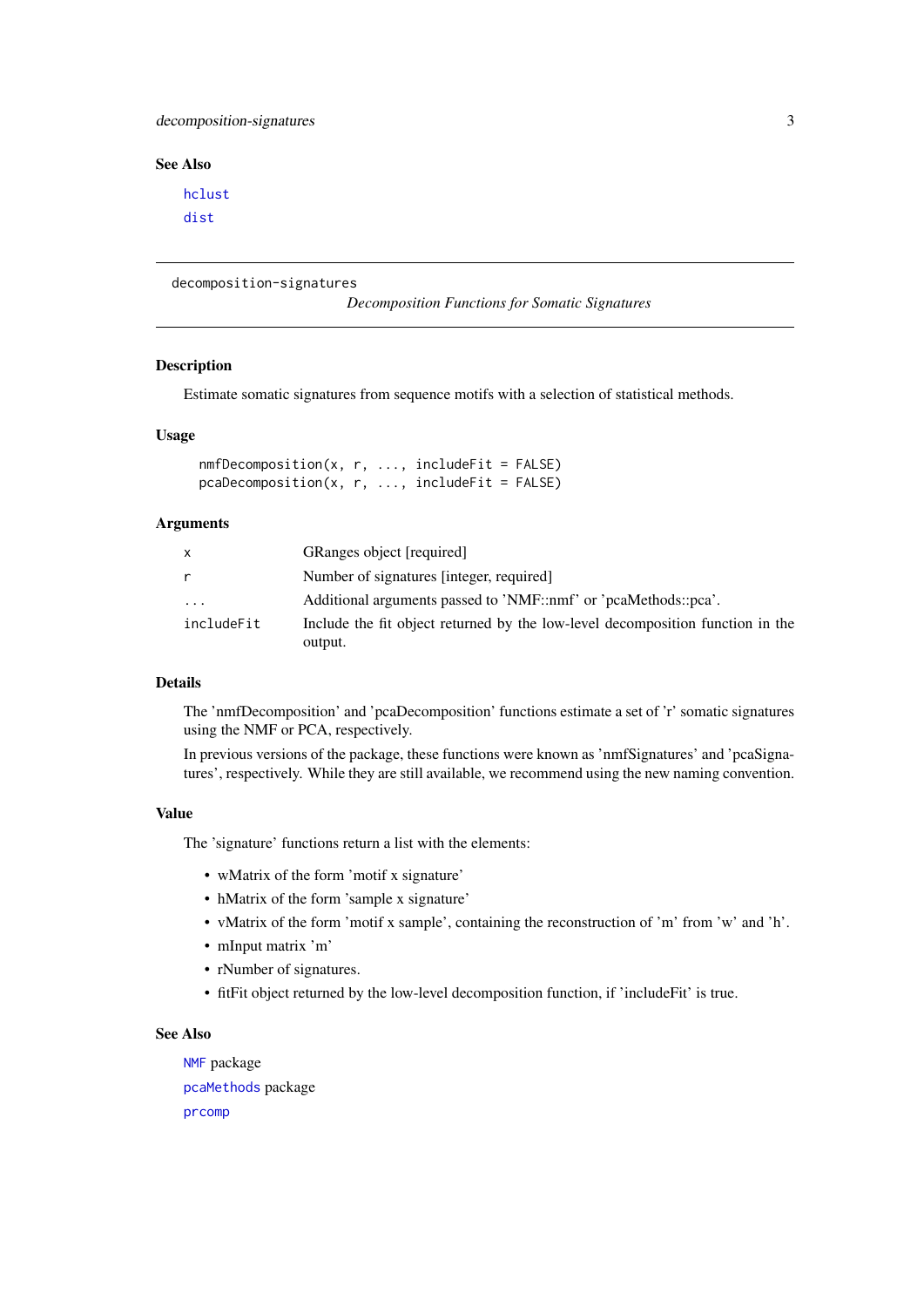### See Also

hclust
dist

---

decomposition-signatures *Decomposition Functions for Somatic Signatures*

---

### Description

Estimate somatic signatures from sequence motifs with a selection of statistical methods.

### Usage

```
nmfDecomposition(x, r, ..., includeFit = FALSE)
pcaDecomposition(x, r, ..., includeFit = FALSE)
```

### Arguments

| | |
|---|---|
| x | GRanges object [required] |
| r | Number of signatures [integer, required] |
| ... | Additional arguments passed to 'NMF::nmf' or 'pcaMethods::pca'. |
| includeFit | Include the fit object returned by the low-level decomposition function in the output. |

### Details

The 'nmfDecomposition' and 'pcaDecomposition' functions estimate a set of 'r' somatic signatures using the NMF or PCA, respectively.

In previous versions of the package, these functions were known as 'nmfSignatures' and 'pcaSignatures', respectively. While they are still available, we recommend using the new naming convention.

### Value

The 'signature' functions return a list with the elements:

- wMatrix of the form 'motif x signature'
- hMatrix of the form 'sample x signature'
- vMatrix of the form 'motif x sample', containing the reconstruction of 'm' from 'w' and 'h'.
- mInput matrix 'm'
- rNumber of signatures.
- fitFit object returned by the low-level decomposition function, if 'includeFit' is true.

### See Also

NMF package
pcaMethods package
prcomp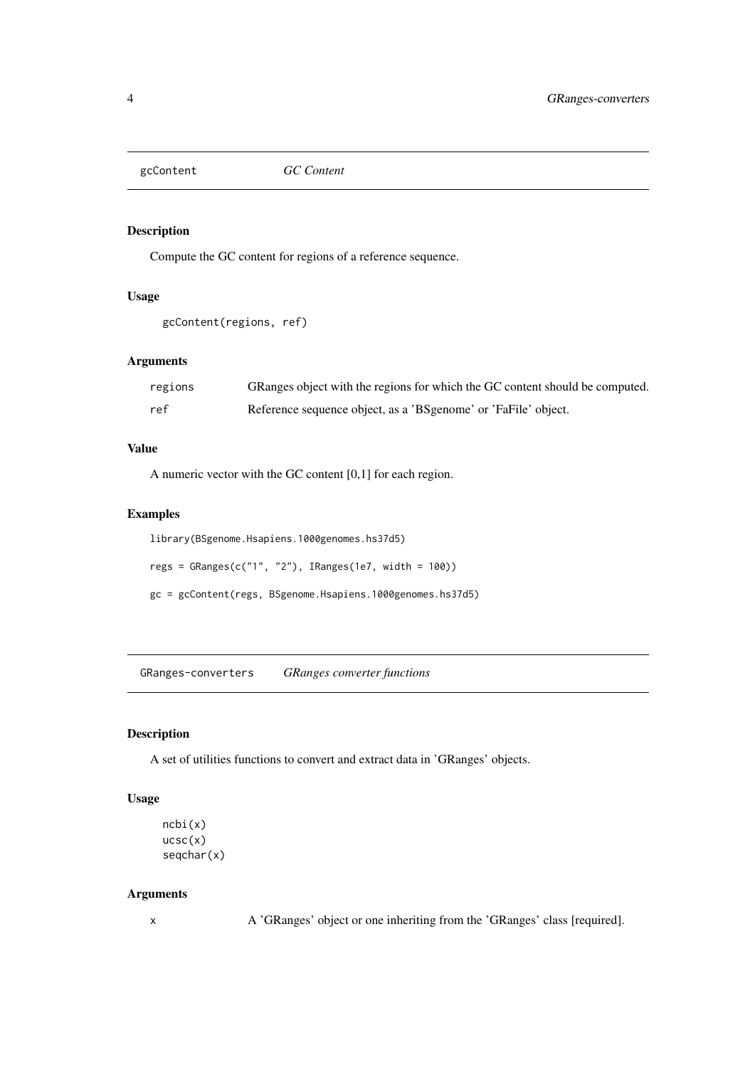## gcContent *GC Content*

### Description

Compute the GC content for regions of a reference sequence.

### Usage

```
gcContent(regions, ref)
```

### Arguments

| | |
|---|---|
| regions | GRanges object with the regions for which the GC content should be computed. |
| ref | Reference sequence object, as a 'BSgenome' or 'FaFile' object. |

### Value

A numeric vector with the GC content [0,1] for each region.

### Examples

```
library(BSgenome.Hsapiens.1000genomes.hs37d5)

regs = GRanges(c("1", "2"), IRanges(1e7, width = 100))

gc = gcContent(regs, BSgenome.Hsapiens.1000genomes.hs37d5)
```

## GRanges-converters *GRanges converter functions*

### Description

A set of utilities functions to convert and extract data in 'GRanges' objects.

### Usage

```
ncbi(x)
ucsc(x)
seqchar(x)
```

### Arguments

| | |
|---|---|
| x | A 'GRanges' object or one inheriting from the 'GRanges' class [required]. |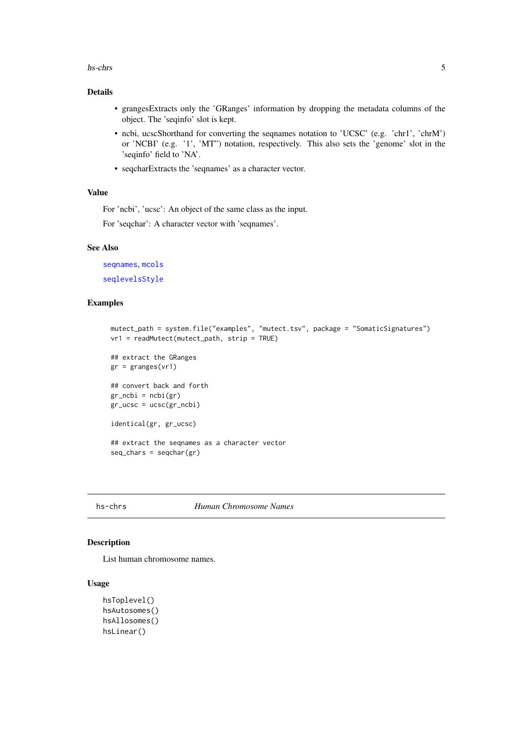## Details

- grangesExtracts only the 'GRanges' information by dropping the metadata columns of the object. The 'seqinfo' slot is kept.
- ncbi, ucscShorthand for converting the seqnames notation to 'UCSC' (e.g. 'chr1', 'chrM') or 'NCBI' (e.g. '1', 'MT") notation, respectively. This also sets the 'genome' slot in the 'seqinfo' field to 'NA'.
- seqcharExtracts the 'seqnames' as a character vector.

## Value

For 'ncbi', 'ucsc': An object of the same class as the input.

For 'seqchar': A character vector with 'seqnames'.

## See Also

seqnames, mcols

seqlevelsStyle

## Examples

```
mutect_path = system.file("examples", "mutect.tsv", package = "SomaticSignatures")
vr1 = readMutect(mutect_path, strip = TRUE)

## extract the GRanges
gr = granges(vr1)

## convert back and forth
gr_ncbi = ncbi(gr)
gr_ucsc = ucsc(gr_ncbi)

identical(gr, gr_ucsc)

## extract the seqnames as a character vector
seq_chars = seqchar(gr)
```

---

# hs-chrs *Human Chromosome Names*

## Description

List human chromosome names.

## Usage

```
hsToplevel()
hsAutosomes()
hsAllosomes()
hsLinear()
```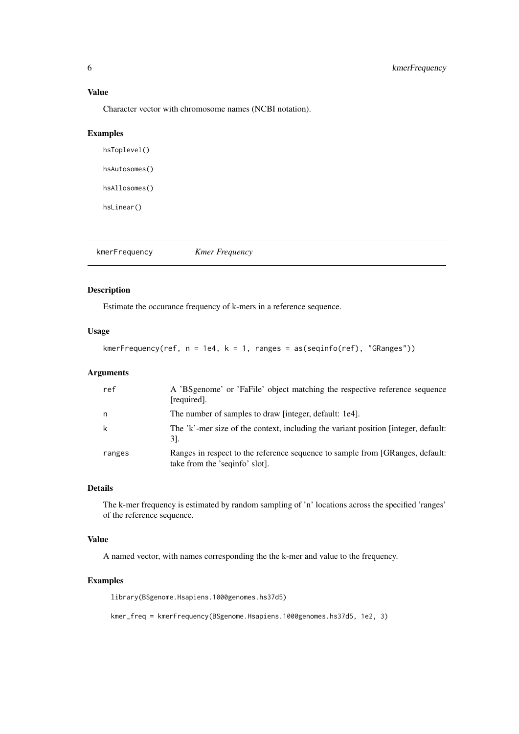### Value

Character vector with chromosome names (NCBI notation).

### Examples

```
hsToplevel()

hsAutosomes()

hsAllosomes()

hsLinear()
```

---

## kmerFrequency *Kmer Frequency*

---

### Description

Estimate the occurance frequency of k-mers in a reference sequence.

### Usage

```
kmerFrequency(ref, n = 1e4, k = 1, ranges = as(seqinfo(ref), "GRanges"))
```

### Arguments

| | |
|---|---|
| ref | A 'BSgenome' or 'FaFile' object matching the respective reference sequence [required]. |
| n | The number of samples to draw [integer, default: 1e4]. |
| k | The 'k'-mer size of the context, including the variant position [integer, default: 3]. |
| ranges | Ranges in respect to the reference sequence to sample from [GRanges, default: take from the 'seqinfo' slot]. |

### Details

The k-mer frequency is estimated by random sampling of 'n' locations across the specified 'ranges' of the reference sequence.

### Value

A named vector, with names corresponding the the k-mer and value to the frequency.

### Examples

```
library(BSgenome.Hsapiens.1000genomes.hs37d5)

kmer_freq = kmerFrequency(BSgenome.Hsapiens.1000genomes.hs37d5, 1e2, 3)
```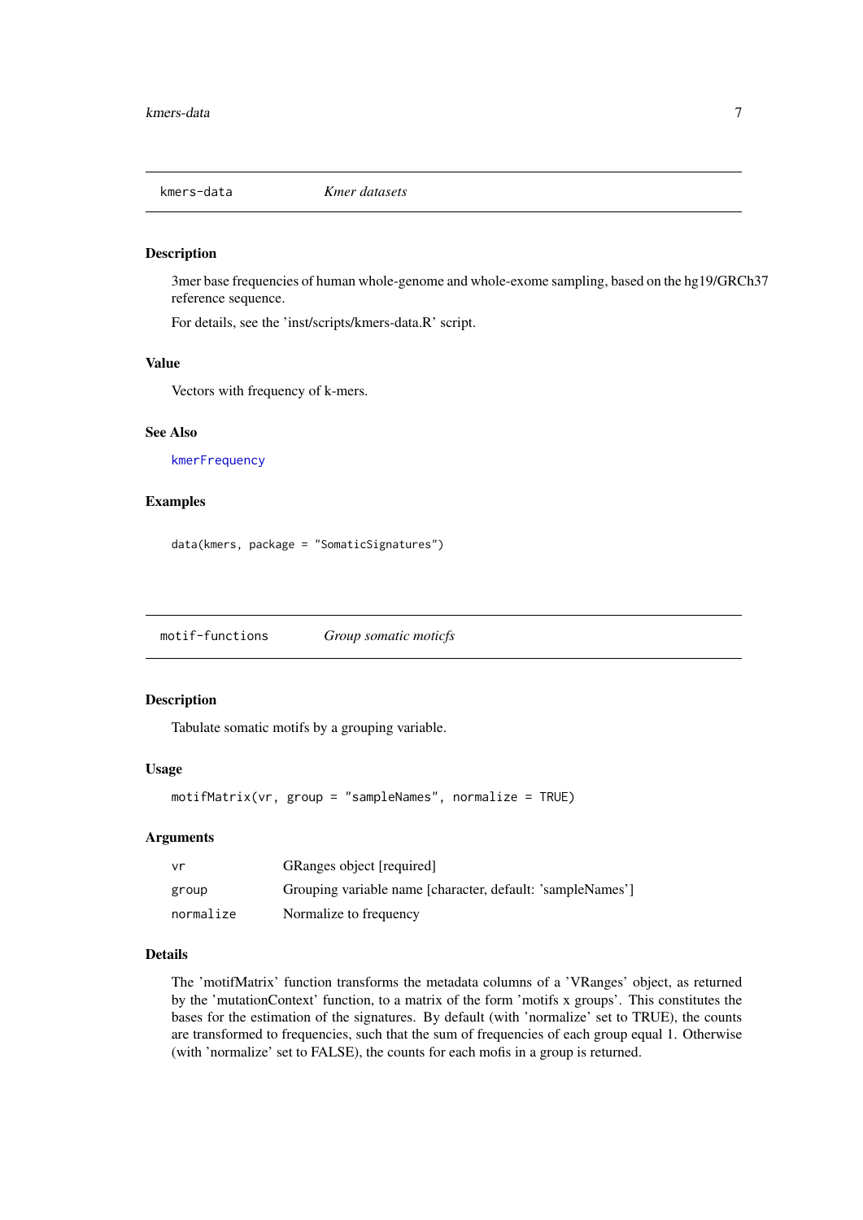## kmers-data — *Kmer datasets*

### Description

3mer base frequencies of human whole-genome and whole-exome sampling, based on the hg19/GRCh37 reference sequence.

For details, see the 'inst/scripts/kmers-data.R' script.

### Value

Vectors with frequency of k-mers.

### See Also

`kmerFrequency`

### Examples

```
data(kmers, package = "SomaticSignatures")
```

## motif-functions — *Group somatic moticfs*

### Description

Tabulate somatic motifs by a grouping variable.

### Usage

```
motifMatrix(vr, group = "sampleNames", normalize = TRUE)
```

### Arguments

| | |
|---|---|
| `vr` | GRanges object [required] |
| `group` | Grouping variable name [character, default: 'sampleNames'] |
| `normalize` | Normalize to frequency |

### Details

The 'motifMatrix' function transforms the metadata columns of a 'VRanges' object, as returned by the 'mutationContext' function, to a matrix of the form 'motifs x groups'. This constitutes the bases for the estimation of the signatures. By default (with 'normalize' set to TRUE), the counts are transformed to frequencies, such that the sum of frequencies of each group equal 1. Otherwise (with 'normalize' set to FALSE), the counts for each mofis in a group is returned.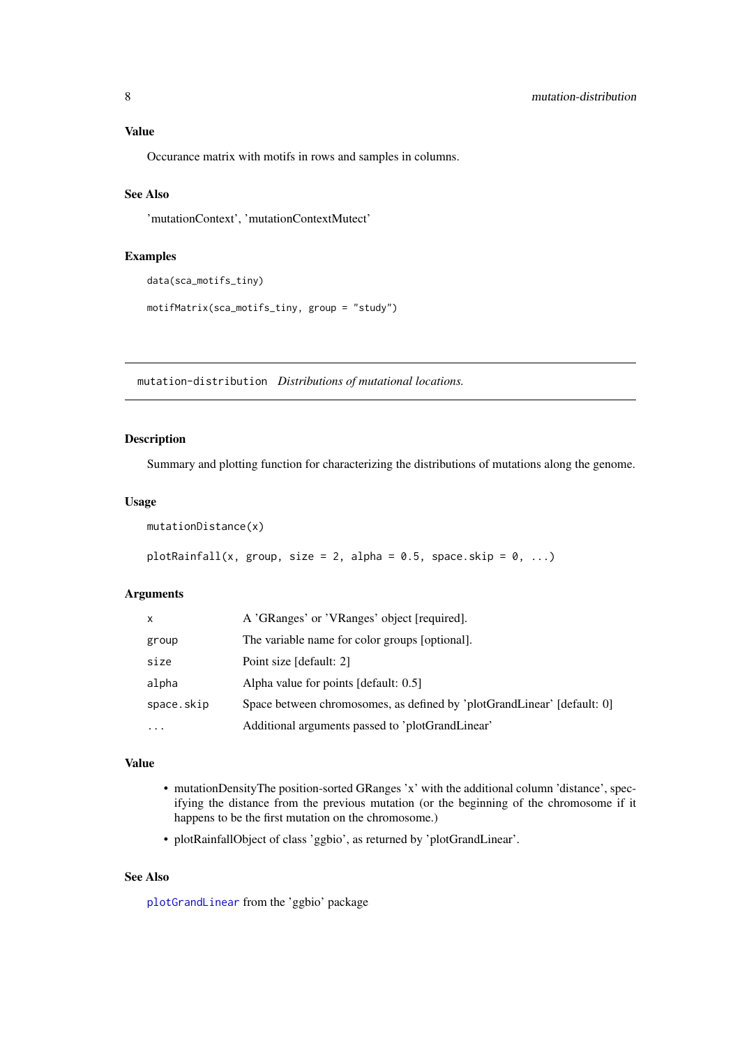### Value

Occurance matrix with motifs in rows and samples in columns.

### See Also

'mutationContext', 'mutationContextMutect'

### Examples

```
data(sca_motifs_tiny)

motifMatrix(sca_motifs_tiny, group = "study")
```

---

## mutation-distribution *Distributions of mutational locations.*

---

### Description

Summary and plotting function for characterizing the distributions of mutations along the genome.

### Usage

```
mutationDistance(x)

plotRainfall(x, group, size = 2, alpha = 0.5, space.skip = 0, ...)
```

### Arguments

| | |
|---|---|
| `x` | A 'GRanges' or 'VRanges' object [required]. |
| `group` | The variable name for color groups [optional]. |
| `size` | Point size [default: 2] |
| `alpha` | Alpha value for points [default: 0.5] |
| `space.skip` | Space between chromosomes, as defined by 'plotGrandLinear' [default: 0] |
| `...` | Additional arguments passed to 'plotGrandLinear' |

### Value

- mutationDensityThe position-sorted GRanges 'x' with the additional column 'distance', specifying the distance from the previous mutation (or the beginning of the chromosome if it happens to be the first mutation on the chromosome.)
- plotRainfallObject of class 'ggbio', as returned by 'plotGrandLinear'.

### See Also

`plotGrandLinear` from the 'ggbio' package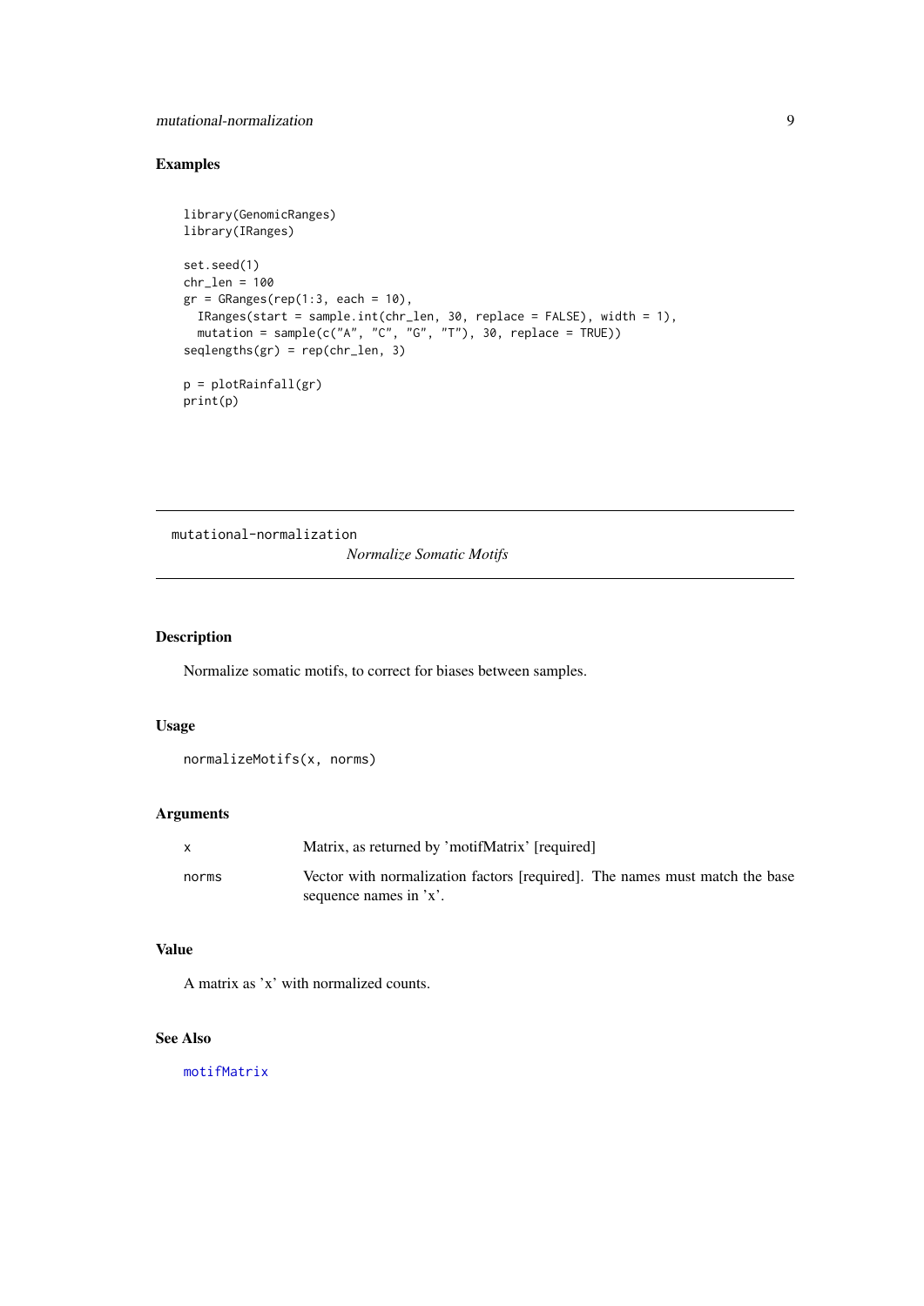### Examples

```
library(GenomicRanges)
library(IRanges)

set.seed(1)
chr_len = 100
gr = GRanges(rep(1:3, each = 10),
  IRanges(start = sample.int(chr_len, 30, replace = FALSE), width = 1),
  mutation = sample(c("A", "C", "G", "T"), 30, replace = TRUE))
seqlengths(gr) = rep(chr_len, 3)

p = plotRainfall(gr)
print(p)
```

---

## mutational-normalization    *Normalize Somatic Motifs*

---

### Description

Normalize somatic motifs, to correct for biases between samples.

### Usage

```
normalizeMotifs(x, norms)
```

### Arguments

| | |
|---|---|
| `x` | Matrix, as returned by 'motifMatrix' [required] |
| `norms` | Vector with normalization factors [required]. The names must match the base sequence names in 'x'. |

### Value

A matrix as 'x' with normalized counts.

### See Also

`motifMatrix`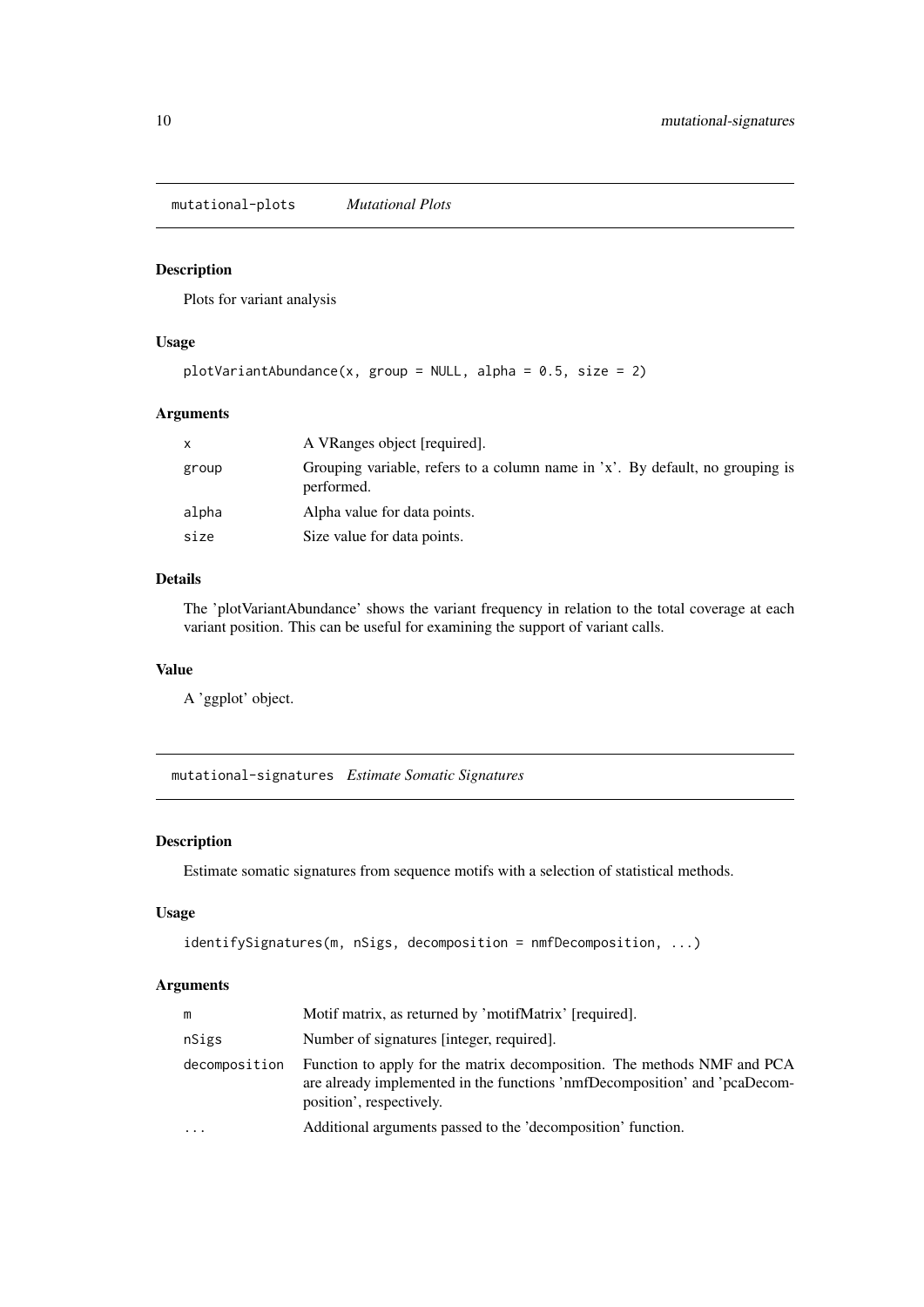## mutational-plots *Mutational Plots*

### Description

Plots for variant analysis

### Usage

```
plotVariantAbundance(x, group = NULL, alpha = 0.5, size = 2)
```

### Arguments

| | |
|---|---|
| `x` | A VRanges object [required]. |
| `group` | Grouping variable, refers to a column name in 'x'. By default, no grouping is performed. |
| `alpha` | Alpha value for data points. |
| `size` | Size value for data points. |

### Details

The 'plotVariantAbundance' shows the variant frequency in relation to the total coverage at each variant position. This can be useful for examining the support of variant calls.

### Value

A 'ggplot' object.

## mutational-signatures *Estimate Somatic Signatures*

### Description

Estimate somatic signatures from sequence motifs with a selection of statistical methods.

### Usage

```
identifySignatures(m, nSigs, decomposition = nmfDecomposition, ...)
```

### Arguments

| | |
|---|---|
| `m` | Motif matrix, as returned by 'motifMatrix' [required]. |
| `nSigs` | Number of signatures [integer, required]. |
| `decomposition` | Function to apply for the matrix decomposition. The methods NMF and PCA are already implemented in the functions 'nmfDecomposition' and 'pcaDecomposition', respectively. |
| `...` | Additional arguments passed to the 'decomposition' function. |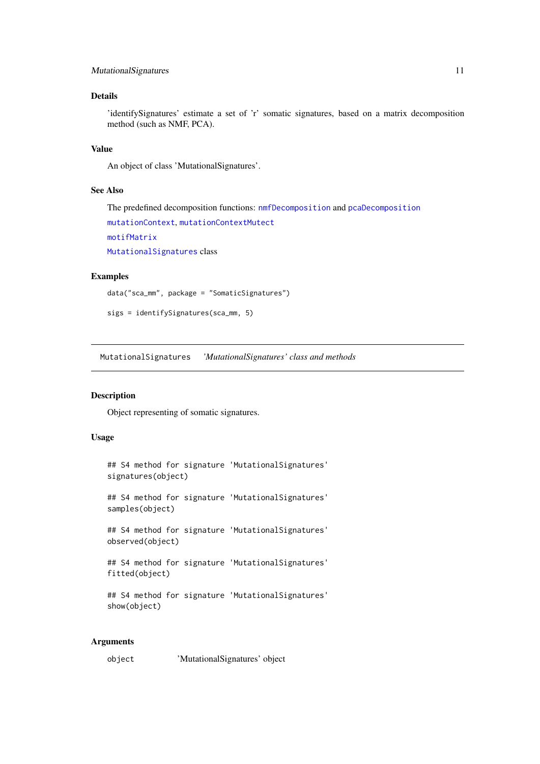### Details

'identifySignatures' estimate a set of 'r' somatic signatures, based on a matrix decomposition method (such as NMF, PCA).

### Value

An object of class 'MutationalSignatures'.

### See Also

The predefined decomposition functions: `nmfDecomposition` and `pcaDecomposition`

`mutationContext`, `mutationContextMutect`

`motifMatrix`

`MutationalSignatures` class

### Examples

```
data("sca_mm", package = "SomaticSignatures")

sigs = identifySignatures(sca_mm, 5)
```

---

## MutationalSignatures    *'MutationalSignatures' class and methods*

---

### Description

Object representing of somatic signatures.

### Usage

```
## S4 method for signature 'MutationalSignatures'
signatures(object)

## S4 method for signature 'MutationalSignatures'
samples(object)

## S4 method for signature 'MutationalSignatures'
observed(object)

## S4 method for signature 'MutationalSignatures'
fitted(object)

## S4 method for signature 'MutationalSignatures'
show(object)
```

### Arguments

| | |
|---|---|
| `object` | 'MutationalSignatures' object |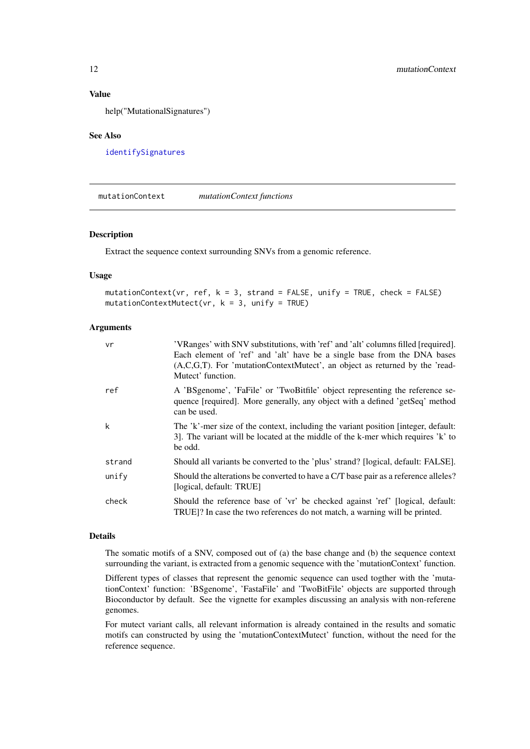### Value

help("MutationalSignatures")

### See Also

identifySignatures

---

## mutationContext *mutationContext functions*

---

### Description

Extract the sequence context surrounding SNVs from a genomic reference.

### Usage

```
mutationContext(vr, ref, k = 3, strand = FALSE, unify = TRUE, check = FALSE)
mutationContextMutect(vr, k = 3, unify = TRUE)
```

### Arguments

| | |
|---|---|
| vr | 'VRanges' with SNV substitutions, with 'ref' and 'alt' columns filled [required]. Each element of 'ref' and 'alt' have be a single base from the DNA bases (A,C,G,T). For 'mutationContextMutect', an object as returned by the 'readMutect' function. |
| ref | A 'BSgenome', 'FaFile' or 'TwoBitfile' object representing the reference sequence [required]. More generally, any object with a defined 'getSeq' method can be used. |
| k | The 'k'-mer size of the context, including the variant position [integer, default: 3]. The variant will be located at the middle of the k-mer which requires 'k' to be odd. |
| strand | Should all variants be converted to the 'plus' strand? [logical, default: FALSE]. |
| unify | Should the alterations be converted to have a C/T base pair as a reference alleles? [logical, default: TRUE] |
| check | Should the reference base of 'vr' be checked against 'ref' [logical, default: TRUE]? In case the two references do not match, a warning will be printed. |

### Details

The somatic motifs of a SNV, composed out of (a) the base change and (b) the sequence context surrounding the variant, is extracted from a genomic sequence with the 'mutationContext' function.

Different types of classes that represent the genomic sequence can used togther with the 'mutationContext' function: 'BSgenome', 'FastaFile' and 'TwoBitFile' objects are supported through Bioconductor by default. See the vignette for examples discussing an analysis with non-referene genomes.

For mutect variant calls, all relevant information is already contained in the results and somatic motifs can constructed by using the 'mutationContextMutect' function, without the need for the reference sequence.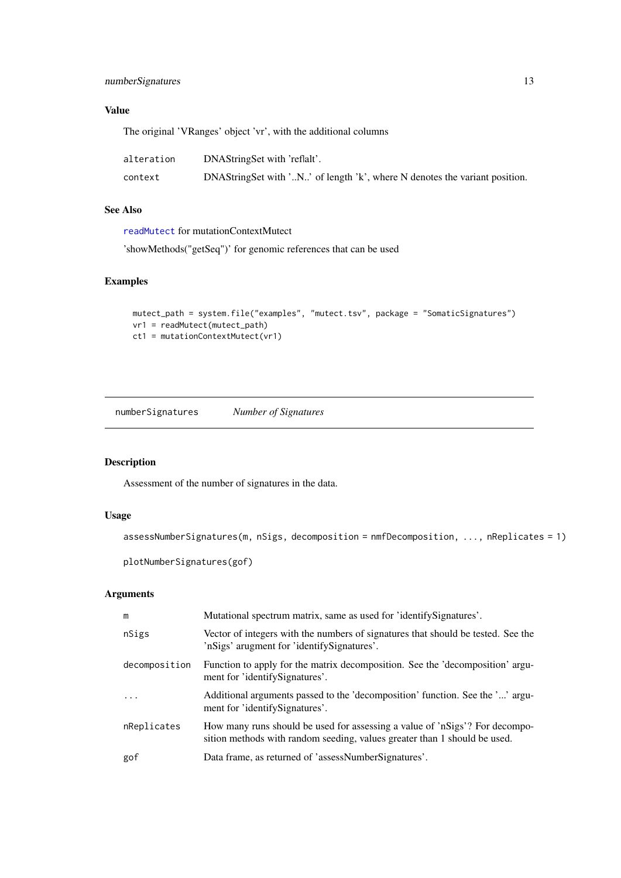### Value

The original 'VRanges' object 'vr', with the additional columns

| | |
|---|---|
| `alteration` | DNAStringSet with 'reflalt'. |
| `context` | DNAStringSet with '..N..' of length 'k', where N denotes the variant position. |

### See Also

`readMutect` for mutationContextMutect

'showMethods("getSeq")' for genomic references that can be used

### Examples

```
mutect_path = system.file("examples", "mutect.tsv", package = "SomaticSignatures")
vr1 = readMutect(mutect_path)
ct1 = mutationContextMutect(vr1)
```

---

## `numberSignatures` *Number of Signatures*

---

### Description

Assessment of the number of signatures in the data.

### Usage

```
assessNumberSignatures(m, nSigs, decomposition = nmfDecomposition, ..., nReplicates = 1)

plotNumberSignatures(gof)
```

### Arguments

| | |
|---|---|
| `m` | Mutational spectrum matrix, same as used for 'identifySignatures'. |
| `nSigs` | Vector of integers with the numbers of signatures that should be tested. See the 'nSigs' arugment for 'identifySignatures'. |
| `decomposition` | Function to apply for the matrix decomposition. See the 'decomposition' argument for 'identifySignatures'. |
| `...` | Additional arguments passed to the 'decomposition' function. See the '...' argument for 'identifySignatures'. |
| `nReplicates` | How many runs should be used for assessing a value of 'nSigs'? For decomposition methods with random seeding, values greater than 1 should be used. |
| `gof` | Data frame, as returned of 'assessNumberSignatures'. |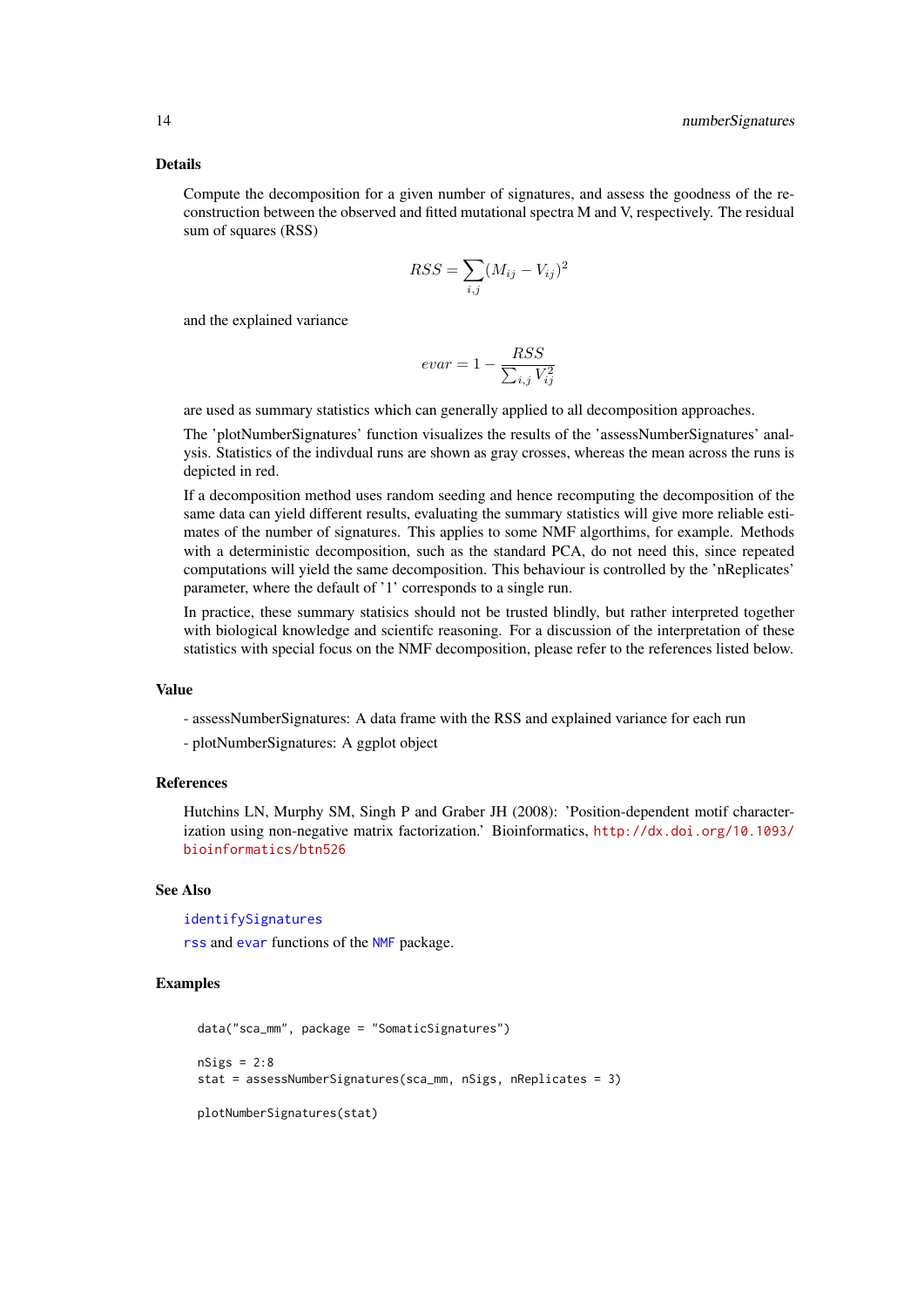### Details

Compute the decomposition for a given number of signatures, and assess the goodness of the reconstruction between the observed and fitted mutational spectra M and V, respectively. The residual sum of squares (RSS)

$$RSS = \sum_{i,j} (M_{ij} - V_{ij})^2$$

and the explained variance

$$evar = 1 - \frac{RSS}{\sum_{i,j} V_{ij}^2}$$

are used as summary statistics which can generally applied to all decomposition approaches.

The 'plotNumberSignatures' function visualizes the results of the 'assessNumberSignatures' analysis. Statistics of the indivdual runs are shown as gray crosses, whereas the mean across the runs is depicted in red.

If a decomposition method uses random seeding and hence recomputing the decomposition of the same data can yield different results, evaluating the summary statistics will give more reliable estimates of the number of signatures. This applies to some NMF algorthims, for example. Methods with a deterministic decomposition, such as the standard PCA, do not need this, since repeated computations will yield the same decomposition. This behaviour is controlled by the 'nReplicates' parameter, where the default of '1' corresponds to a single run.

In practice, these summary statisics should not be trusted blindly, but rather interpreted together with biological knowledge and scientifc reasoning. For a discussion of the interpretation of these statistics with special focus on the NMF decomposition, please refer to the references listed below.

### Value

- assessNumberSignatures: A data frame with the RSS and explained variance for each run

- plotNumberSignatures: A ggplot object

### References

Hutchins LN, Murphy SM, Singh P and Graber JH (2008): 'Position-dependent motif characterization using non-negative matrix factorization.' Bioinformatics, http://dx.doi.org/10.1093/bioinformatics/btn526

### See Also

identifySignatures

rss and evar functions of the NMF package.

### Examples

```
data("sca_mm", package = "SomaticSignatures")

nSigs = 2:8
stat = assessNumberSignatures(sca_mm, nSigs, nReplicates = 3)

plotNumberSignatures(stat)
```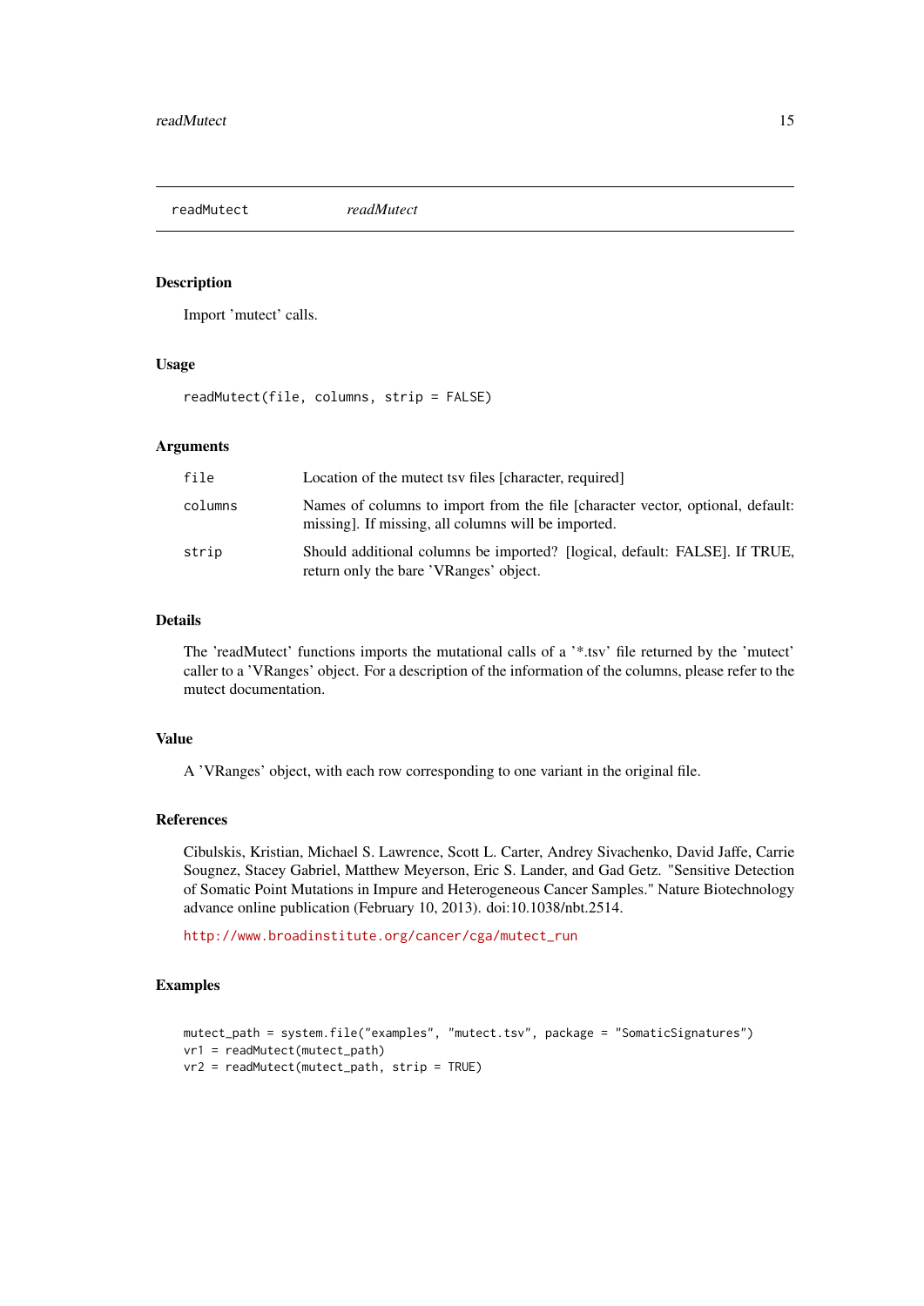readMutect *readMutect*

## Description

Import 'mutect' calls.

## Usage

```
readMutect(file, columns, strip = FALSE)
```

## Arguments

| | |
|---|---|
| file | Location of the mutect tsv files [character, required] |
| columns | Names of columns to import from the file [character vector, optional, default: missing]. If missing, all columns will be imported. |
| strip | Should additional columns be imported? [logical, default: FALSE]. If TRUE, return only the bare 'VRanges' object. |

## Details

The 'readMutect' functions imports the mutational calls of a '*.tsv' file returned by the 'mutect' caller to a 'VRanges' object. For a description of the information of the columns, please refer to the mutect documentation.

## Value

A 'VRanges' object, with each row corresponding to one variant in the original file.

## References

Cibulskis, Kristian, Michael S. Lawrence, Scott L. Carter, Andrey Sivachenko, David Jaffe, Carrie Sougnez, Stacey Gabriel, Matthew Meyerson, Eric S. Lander, and Gad Getz. "Sensitive Detection of Somatic Point Mutations in Impure and Heterogeneous Cancer Samples." Nature Biotechnology advance online publication (February 10, 2013). doi:10.1038/nbt.2514.

http://www.broadinstitute.org/cancer/cga/mutect_run

## Examples

```
mutect_path = system.file("examples", "mutect.tsv", package = "SomaticSignatures")
vr1 = readMutect(mutect_path)
vr2 = readMutect(mutect_path, strip = TRUE)
```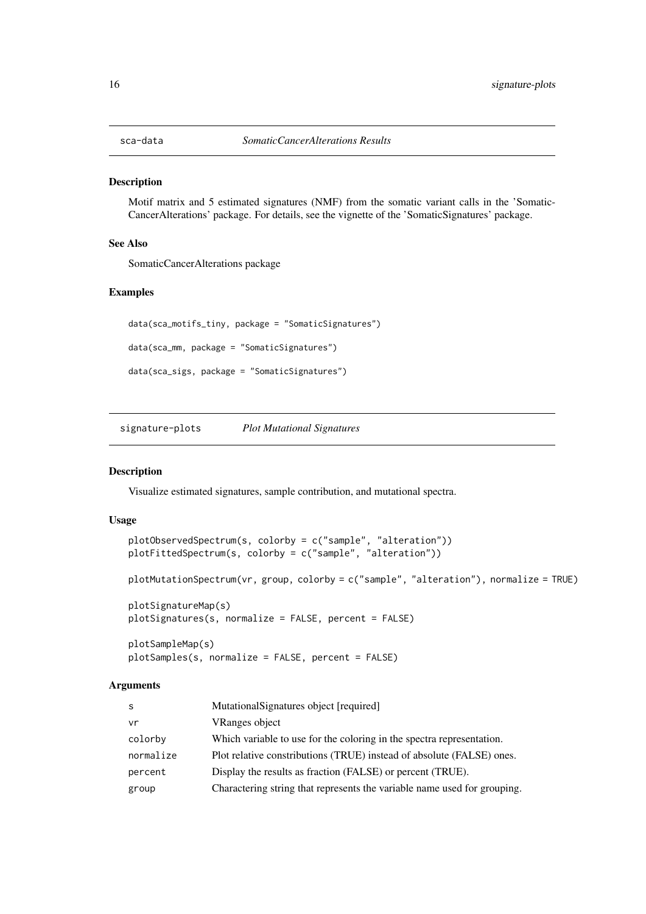## sca-data *SomaticCancerAlterations Results*

### Description

Motif matrix and 5 estimated signatures (NMF) from the somatic variant calls in the 'SomaticCancerAlterations' package. For details, see the vignette of the 'SomaticSignatures' package.

### See Also

SomaticCancerAlterations package

### Examples

```
data(sca_motifs_tiny, package = "SomaticSignatures")

data(sca_mm, package = "SomaticSignatures")

data(sca_sigs, package = "SomaticSignatures")
```

## signature-plots *Plot Mutational Signatures*

### Description

Visualize estimated signatures, sample contribution, and mutational spectra.

### Usage

```
plotObservedSpectrum(s, colorby = c("sample", "alteration"))
plotFittedSpectrum(s, colorby = c("sample", "alteration"))

plotMutationSpectrum(vr, group, colorby = c("sample", "alteration"), normalize = TRUE)

plotSignatureMap(s)
plotSignatures(s, normalize = FALSE, percent = FALSE)

plotSampleMap(s)
plotSamples(s, normalize = FALSE, percent = FALSE)
```

### Arguments

| | |
|---|---|
| s | MutationalSignatures object [required] |
| vr | VRanges object |
| colorby | Which variable to use for the coloring in the spectra representation. |
| normalize | Plot relative constributions (TRUE) instead of absolute (FALSE) ones. |
| percent | Display the results as fraction (FALSE) or percent (TRUE). |
| group | Charactering string that represents the variable name used for grouping. |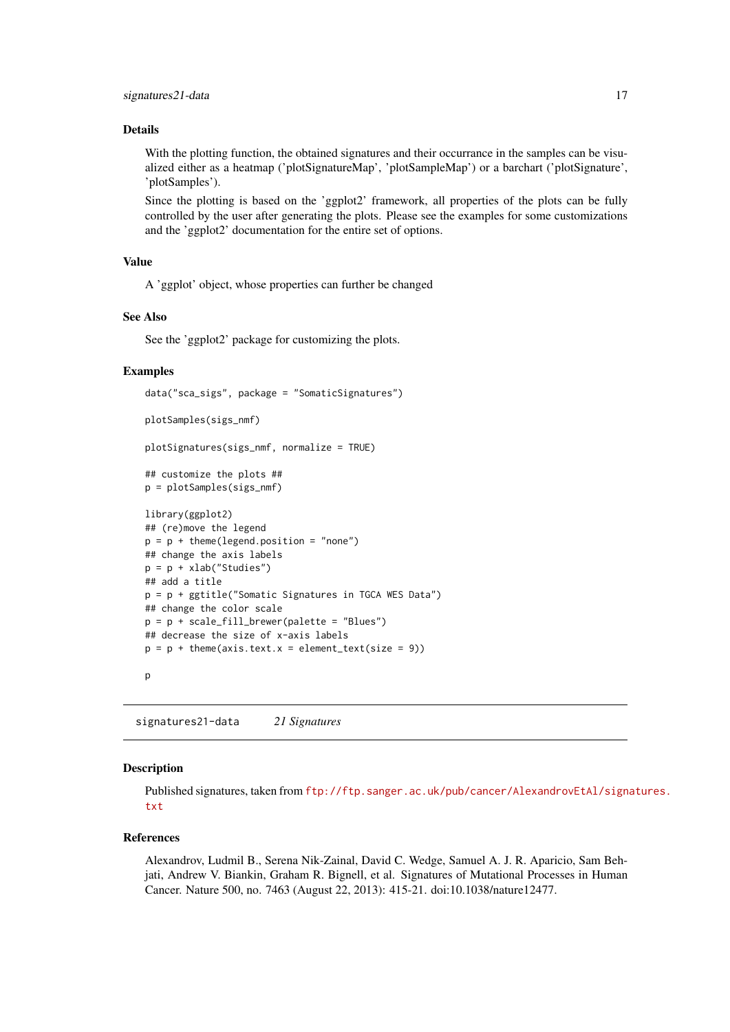### Details

With the plotting function, the obtained signatures and their occurrance in the samples can be visualized either as a heatmap ('plotSignatureMap', 'plotSampleMap') or a barchart ('plotSignature', 'plotSamples').

Since the plotting is based on the 'ggplot2' framework, all properties of the plots can be fully controlled by the user after generating the plots. Please see the examples for some customizations and the 'ggplot2' documentation for the entire set of options.

### Value

A 'ggplot' object, whose properties can further be changed

### See Also

See the 'ggplot2' package for customizing the plots.

### Examples

```
data("sca_sigs", package = "SomaticSignatures")

plotSamples(sigs_nmf)

plotSignatures(sigs_nmf, normalize = TRUE)

## customize the plots ##
p = plotSamples(sigs_nmf)

library(ggplot2)
## (re)move the legend
p = p + theme(legend.position = "none")
## change the axis labels
p = p + xlab("Studies")
## add a title
p = p + ggtitle("Somatic Signatures in TGCA WES Data")
## change the color scale
p = p + scale_fill_brewer(palette = "Blues")
## decrease the size of x-axis labels
p = p + theme(axis.text.x = element_text(size = 9))

p
```

---

## signatures21-data *21 Signatures*

### Description

Published signatures, taken from ftp://ftp.sanger.ac.uk/pub/cancer/AlexandrovEtAl/signatures.txt

### References

Alexandrov, Ludmil B., Serena Nik-Zainal, David C. Wedge, Samuel A. J. R. Aparicio, Sam Behjati, Andrew V. Biankin, Graham R. Bignell, et al. Signatures of Mutational Processes in Human Cancer. Nature 500, no. 7463 (August 22, 2013): 415-21. doi:10.1038/nature12477.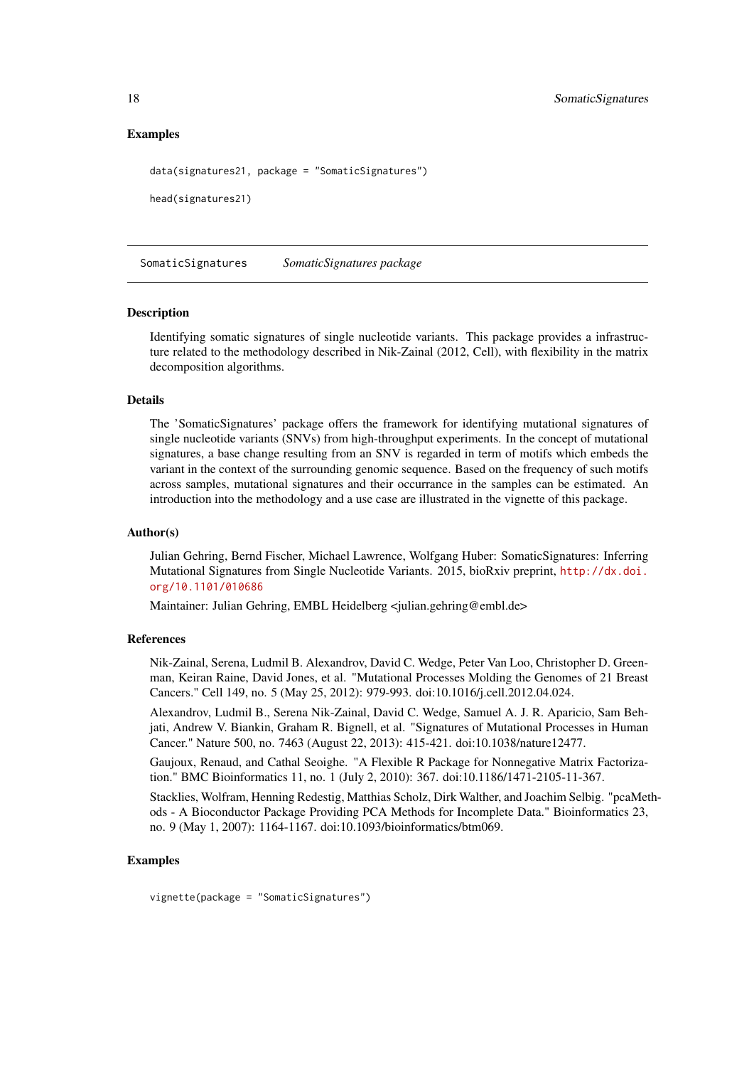### Examples

```
data(signatures21, package = "SomaticSignatures")

head(signatures21)
```

---

## SomaticSignatures — *SomaticSignatures package*

---

### Description

Identifying somatic signatures of single nucleotide variants. This package provides a infrastructure related to the methodology described in Nik-Zainal (2012, Cell), with flexibility in the matrix decomposition algorithms.

### Details

The 'SomaticSignatures' package offers the framework for identifying mutational signatures of single nucleotide variants (SNVs) from high-throughput experiments. In the concept of mutational signatures, a base change resulting from an SNV is regarded in term of motifs which embeds the variant in the context of the surrounding genomic sequence. Based on the frequency of such motifs across samples, mutational signatures and their occurrance in the samples can be estimated. An introduction into the methodology and a use case are illustrated in the vignette of this package.

### Author(s)

Julian Gehring, Bernd Fischer, Michael Lawrence, Wolfgang Huber: SomaticSignatures: Inferring Mutational Signatures from Single Nucleotide Variants. 2015, bioRxiv preprint, http://dx.doi.org/10.1101/010686

Maintainer: Julian Gehring, EMBL Heidelberg <julian.gehring@embl.de>

### References

Nik-Zainal, Serena, Ludmil B. Alexandrov, David C. Wedge, Peter Van Loo, Christopher D. Greenman, Keiran Raine, David Jones, et al. "Mutational Processes Molding the Genomes of 21 Breast Cancers." Cell 149, no. 5 (May 25, 2012): 979-993. doi:10.1016/j.cell.2012.04.024.

Alexandrov, Ludmil B., Serena Nik-Zainal, David C. Wedge, Samuel A. J. R. Aparicio, Sam Behjati, Andrew V. Biankin, Graham R. Bignell, et al. "Signatures of Mutational Processes in Human Cancer." Nature 500, no. 7463 (August 22, 2013): 415-421. doi:10.1038/nature12477.

Gaujoux, Renaud, and Cathal Seoighe. "A Flexible R Package for Nonnegative Matrix Factorization." BMC Bioinformatics 11, no. 1 (July 2, 2010): 367. doi:10.1186/1471-2105-11-367.

Stacklies, Wolfram, Henning Redestig, Matthias Scholz, Dirk Walther, and Joachim Selbig. "pcaMethods - A Bioconductor Package Providing PCA Methods for Incomplete Data." Bioinformatics 23, no. 9 (May 1, 2007): 1164-1167. doi:10.1093/bioinformatics/btm069.

### Examples

```
vignette(package = "SomaticSignatures")
```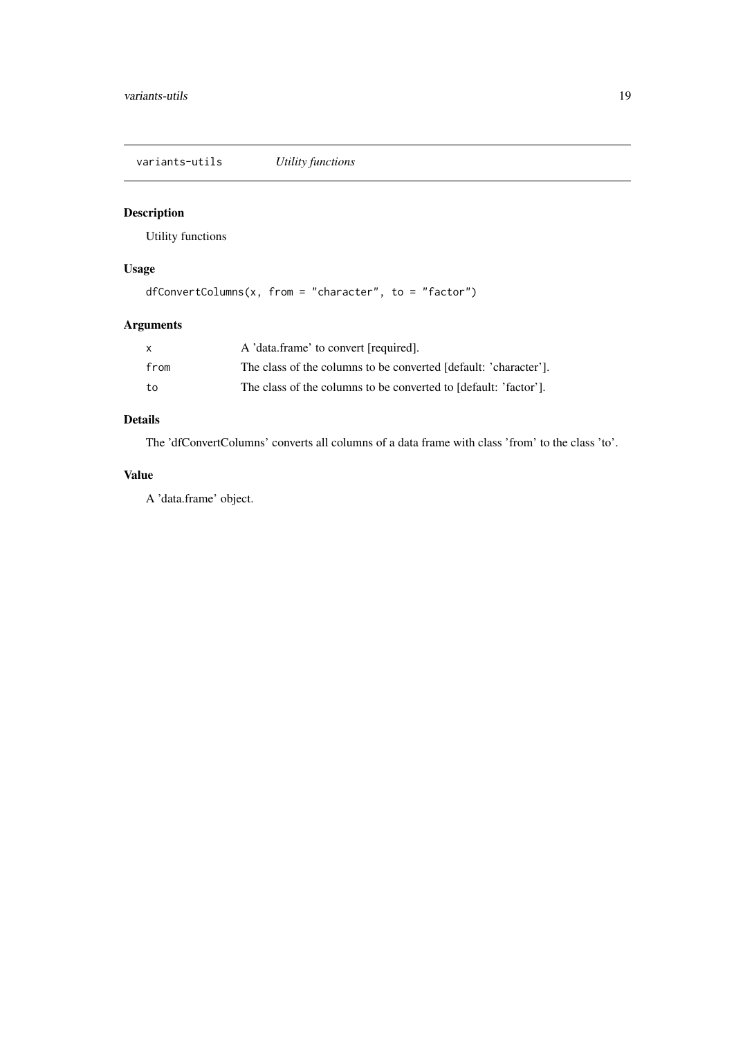## variants-utils *Utility functions*

### Description

Utility functions

### Usage

```
dfConvertColumns(x, from = "character", to = "factor")
```

### Arguments

| | |
|---|---|
| x | A 'data.frame' to convert [required]. |
| from | The class of the columns to be converted [default: 'character']. |
| to | The class of the columns to be converted to [default: 'factor']. |

### Details

The 'dfConvertColumns' converts all columns of a data frame with class 'from' to the class 'to'.

### Value

A 'data.frame' object.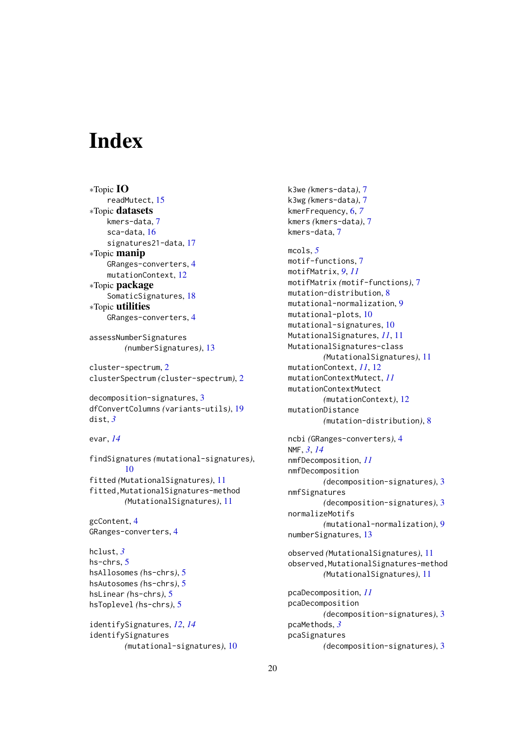# Index

∗Topic **IO**
  readMutect, 15
∗Topic **datasets**
  kmers-data, 7
  sca-data, 16
  signatures21-data, 17
∗Topic **manip**
  GRanges-converters, 4
  mutationContext, 12
∗Topic **package**
  SomaticSignatures, 18
∗Topic **utilities**
  GRanges-converters, 4

assessNumberSignatures
    *(numberSignatures)*, 13

cluster-spectrum, 2
clusterSpectrum *(cluster-spectrum)*, 2

decomposition-signatures, 3
dfConvertColumns *(variants-utils)*, 19
dist, *3*

evar, *14*

findSignatures *(mutational-signatures)*,
    10
fitted *(MutationalSignatures)*, 11
fitted,MutationalSignatures-method
    *(MutationalSignatures)*, 11

gcContent, 4
GRanges-converters, 4

hclust, *3*
hs-chrs, 5
hsAllosomes *(hs-chrs)*, 5
hsAutosomes *(hs-chrs)*, 5
hsLinear *(hs-chrs)*, 5
hsToplevel *(hs-chrs)*, 5

identifySignatures, *12*, *14*
identifySignatures
    *(mutational-signatures)*, 10

k3we *(kmers-data)*, 7
k3wg *(kmers-data)*, 7
kmerFrequency, 6, *7*
kmers *(kmers-data)*, 7
kmers-data, 7

mcols, *5*
motif-functions, 7
motifMatrix, *9*, *11*
motifMatrix *(motif-functions)*, 7
mutation-distribution, 8
mutational-normalization, 9
mutational-plots, 10
mutational-signatures, 10
MutationalSignatures, *11*, 11
MutationalSignatures-class
    *(MutationalSignatures)*, 11
mutationContext, *11*, 12
mutationContextMutect, *11*
mutationContextMutect
    *(mutationContext)*, 12
mutationDistance
    *(mutation-distribution)*, 8

ncbi *(GRanges-converters)*, 4
NMF, *3*, *14*
nmfDecomposition, *11*
nmfDecomposition
    *(decomposition-signatures)*, 3
nmfSignatures
    *(decomposition-signatures)*, 3
normalizeMotifs
    *(mutational-normalization)*, 9
numberSignatures, 13

observed *(MutationalSignatures)*, 11
observed,MutationalSignatures-method
    *(MutationalSignatures)*, 11

pcaDecomposition, *11*
pcaDecomposition
    *(decomposition-signatures)*, 3
pcaMethods, *3*
pcaSignatures
    *(decomposition-signatures)*, 3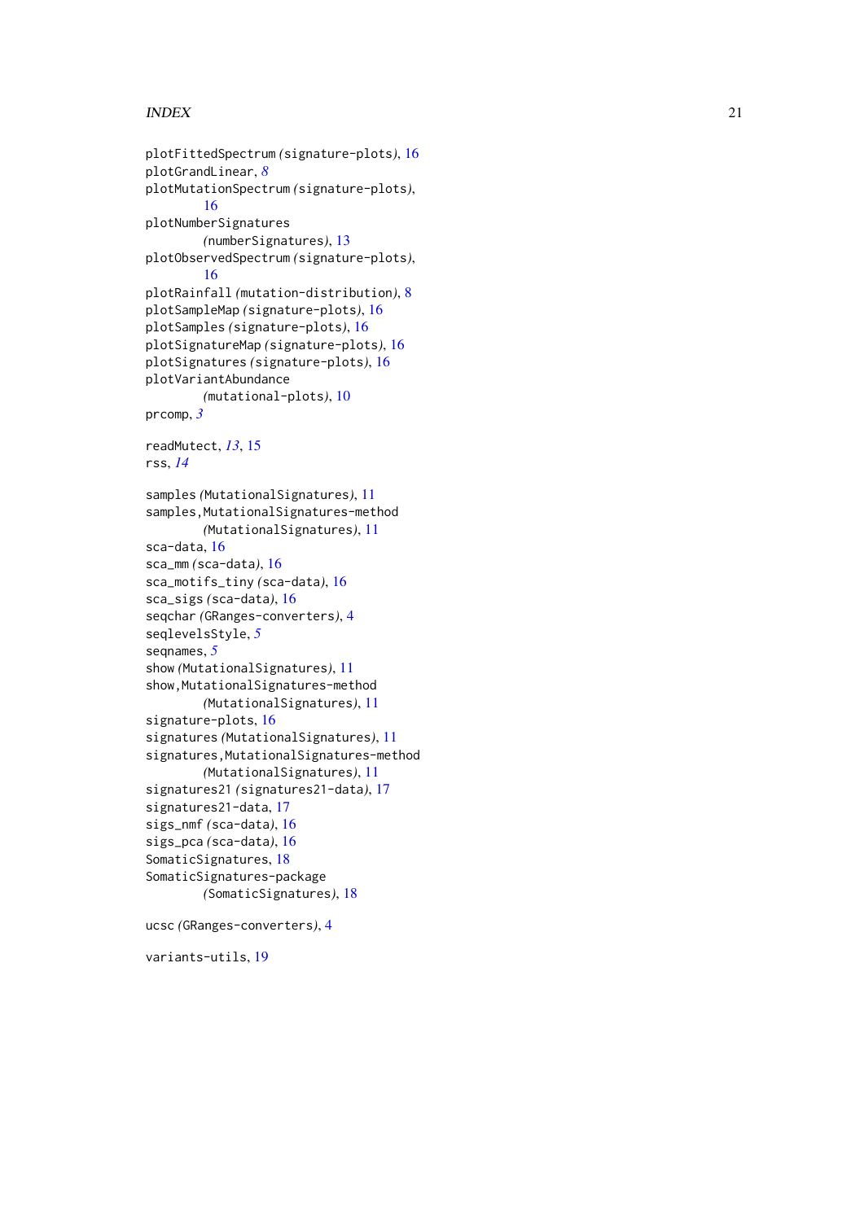plotFittedSpectrum *(*signature-plots*)*, 16
plotGrandLinear, *8*
plotMutationSpectrum *(*signature-plots*)*, 16
plotNumberSignatures *(*numberSignatures*)*, 13
plotObservedSpectrum *(*signature-plots*)*, 16
plotRainfall *(*mutation-distribution*)*, 8
plotSampleMap *(*signature-plots*)*, 16
plotSamples *(*signature-plots*)*, 16
plotSignatureMap *(*signature-plots*)*, 16
plotSignatures *(*signature-plots*)*, 16
plotVariantAbundance *(*mutational-plots*)*, 10
prcomp, *3*

readMutect, *13*, 15
rss, *14*

samples *(*MutationalSignatures*)*, 11
samples,MutationalSignatures-method *(*MutationalSignatures*)*, 11
sca-data, 16
sca_mm *(*sca-data*)*, 16
sca_motifs_tiny *(*sca-data*)*, 16
sca_sigs *(*sca-data*)*, 16
seqchar *(*GRanges-converters*)*, 4
seqlevelsStyle, *5*
seqnames, *5*
show *(*MutationalSignatures*)*, 11
show,MutationalSignatures-method *(*MutationalSignatures*)*, 11
signature-plots, 16
signatures *(*MutationalSignatures*)*, 11
signatures,MutationalSignatures-method *(*MutationalSignatures*)*, 11
signatures21 *(*signatures21-data*)*, 17
signatures21-data, 17
sigs_nmf *(*sca-data*)*, 16
sigs_pca *(*sca-data*)*, 16
SomaticSignatures, 18
SomaticSignatures-package *(*SomaticSignatures*)*, 18

ucsc *(*GRanges-converters*)*, 4

variants-utils, 19